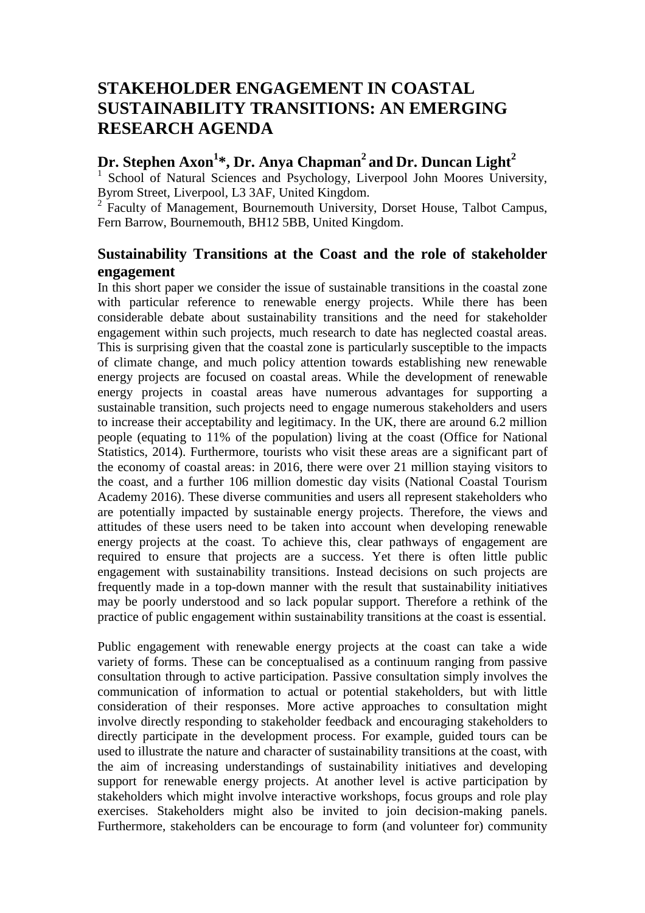# STAKEHOLDER ENGAGEMENT IN COASTAL SUSTAINABILITY TRANSITIONS: AN EMERGING RESEARCH AGENDA

## Dr. Stephen Axon[1]*, Dr. Anya Chapman[2] and Dr. Duncan Light[2]

[1] School of Natural Sciences and Psychology, Liverpool John Moores University, Byrom Street, Liverpool, L3 3AF, United Kingdom.

[2] Faculty of Management, Bournemouth University, Dorset House, Talbot Campus, Fern Barrow, Bournemouth, BH12 5BB, United Kingdom.

### Sustainability Transitions at the Coast and the role of stakeholder engagement

In this short paper we consider the issue of sustainable transitions in the coastal zone with particular reference to renewable energy projects. While there has been considerable debate about sustainability transitions and the need for stakeholder engagement within such projects, much research to date has neglected coastal areas. This is surprising given that the coastal zone is particularly susceptible to the impacts of climate change, and much policy attention towards establishing new renewable energy projects are focused on coastal areas. While the development of renewable energy projects in coastal areas have numerous advantages for supporting a sustainable transition, such projects need to engage numerous stakeholders and users to increase their acceptability and legitimacy. In the UK, there are around 6.2 million people (equating to 11% of the population) living at the coast (Office for National Statistics, 2014). Furthermore, tourists who visit these areas are a significant part of the economy of coastal areas: in 2016, there were over 21 million staying visitors to the coast, and a further 106 million domestic day visits (National Coastal Tourism Academy 2016). These diverse communities and users all represent stakeholders who are potentially impacted by sustainable energy projects. Therefore, the views and attitudes of these users need to be taken into account when developing renewable energy projects at the coast. To achieve this, clear pathways of engagement are required to ensure that projects are a success. Yet there is often little public engagement with sustainability transitions. Instead decisions on such projects are frequently made in a top-down manner with the result that sustainability initiatives may be poorly understood and so lack popular support. Therefore a rethink of the practice of public engagement within sustainability transitions at the coast is essential.

Public engagement with renewable energy projects at the coast can take a wide variety of forms. These can be conceptualised as a continuum ranging from passive consultation through to active participation. Passive consultation simply involves the communication of information to actual or potential stakeholders, but with little consideration of their responses. More active approaches to consultation might involve directly responding to stakeholder feedback and encouraging stakeholders to directly participate in the development process. For example, guided tours can be used to illustrate the nature and character of sustainability transitions at the coast, with the aim of increasing understandings of sustainability initiatives and developing support for renewable energy projects. At another level is active participation by stakeholders which might involve interactive workshops, focus groups and role play exercises. Stakeholders might also be invited to join decision-making panels. Furthermore, stakeholders can be encourage to form (and volunteer for) community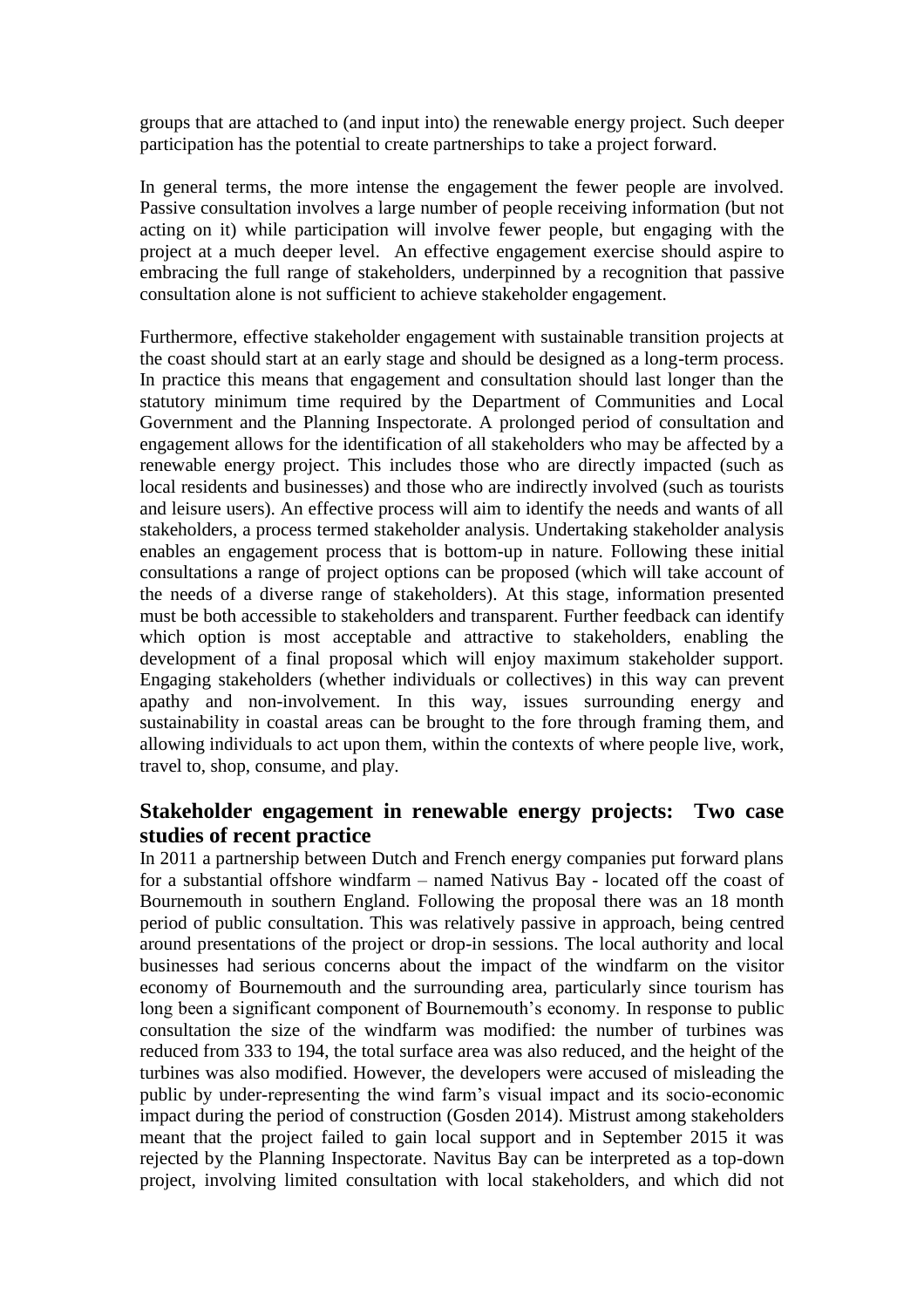groups that are attached to (and input into) the renewable energy project. Such deeper participation has the potential to create partnerships to take a project forward.

In general terms, the more intense the engagement the fewer people are involved. Passive consultation involves a large number of people receiving information (but not acting on it) while participation will involve fewer people, but engaging with the project at a much deeper level. An effective engagement exercise should aspire to embracing the full range of stakeholders, underpinned by a recognition that passive consultation alone is not sufficient to achieve stakeholder engagement.

Furthermore, effective stakeholder engagement with sustainable transition projects at the coast should start at an early stage and should be designed as a long-term process. In practice this means that engagement and consultation should last longer than the statutory minimum time required by the Department of Communities and Local Government and the Planning Inspectorate. A prolonged period of consultation and engagement allows for the identification of all stakeholders who may be affected by a renewable energy project. This includes those who are directly impacted (such as local residents and businesses) and those who are indirectly involved (such as tourists and leisure users). An effective process will aim to identify the needs and wants of all stakeholders, a process termed stakeholder analysis. Undertaking stakeholder analysis enables an engagement process that is bottom-up in nature. Following these initial consultations a range of project options can be proposed (which will take account of the needs of a diverse range of stakeholders). At this stage, information presented must be both accessible to stakeholders and transparent. Further feedback can identify which option is most acceptable and attractive to stakeholders, enabling the development of a final proposal which will enjoy maximum stakeholder support. Engaging stakeholders (whether individuals or collectives) in this way can prevent apathy and non-involvement. In this way, issues surrounding energy and sustainability in coastal areas can be brought to the fore through framing them, and allowing individuals to act upon them, within the contexts of where people live, work, travel to, shop, consume, and play.

## Stakeholder engagement in renewable energy projects: Two case studies of recent practice

In 2011 a partnership between Dutch and French energy companies put forward plans for a substantial offshore windfarm – named Nativus Bay - located off the coast of Bournemouth in southern England. Following the proposal there was an 18 month period of public consultation. This was relatively passive in approach, being centred around presentations of the project or drop-in sessions. The local authority and local businesses had serious concerns about the impact of the windfarm on the visitor economy of Bournemouth and the surrounding area, particularly since tourism has long been a significant component of Bournemouth's economy. In response to public consultation the size of the windfarm was modified: the number of turbines was reduced from 333 to 194, the total surface area was also reduced, and the height of the turbines was also modified. However, the developers were accused of misleading the public by under-representing the wind farm's visual impact and its socio-economic impact during the period of construction (Gosden 2014). Mistrust among stakeholders meant that the project failed to gain local support and in September 2015 it was rejected by the Planning Inspectorate. Navitus Bay can be interpreted as a top-down project, involving limited consultation with local stakeholders, and which did not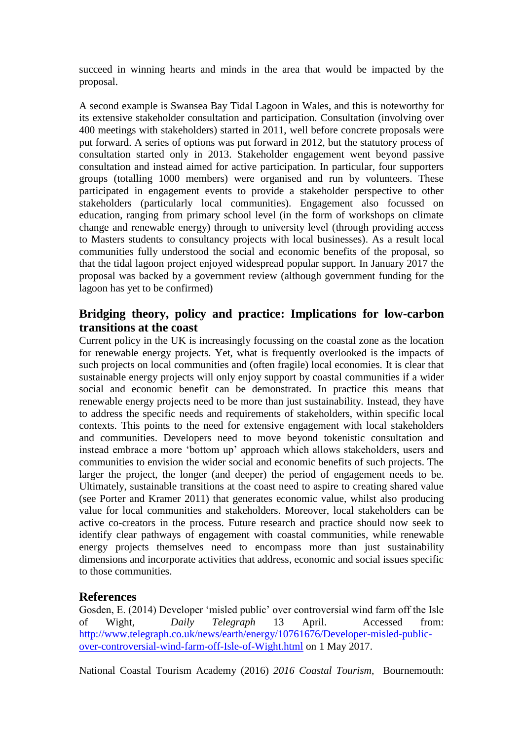succeed in winning hearts and minds in the area that would be impacted by the proposal.

A second example is Swansea Bay Tidal Lagoon in Wales, and this is noteworthy for its extensive stakeholder consultation and participation. Consultation (involving over 400 meetings with stakeholders) started in 2011, well before concrete proposals were put forward. A series of options was put forward in 2012, but the statutory process of consultation started only in 2013. Stakeholder engagement went beyond passive consultation and instead aimed for active participation. In particular, four supporters groups (totalling 1000 members) were organised and run by volunteers. These participated in engagement events to provide a stakeholder perspective to other stakeholders (particularly local communities). Engagement also focussed on education, ranging from primary school level (in the form of workshops on climate change and renewable energy) through to university level (through providing access to Masters students to consultancy projects with local businesses). As a result local communities fully understood the social and economic benefits of the proposal, so that the tidal lagoon project enjoyed widespread popular support. In January 2017 the proposal was backed by a government review (although government funding for the lagoon has yet to be confirmed)

## Bridging theory, policy and practice: Implications for low-carbon transitions at the coast

Current policy in the UK is increasingly focussing on the coastal zone as the location for renewable energy projects. Yet, what is frequently overlooked is the impacts of such projects on local communities and (often fragile) local economies. It is clear that sustainable energy projects will only enjoy support by coastal communities if a wider social and economic benefit can be demonstrated. In practice this means that renewable energy projects need to be more than just sustainability. Instead, they have to address the specific needs and requirements of stakeholders, within specific local contexts. This points to the need for extensive engagement with local stakeholders and communities. Developers need to move beyond tokenistic consultation and instead embrace a more 'bottom up' approach which allows stakeholders, users and communities to envision the wider social and economic benefits of such projects. The larger the project, the longer (and deeper) the period of engagement needs to be. Ultimately, sustainable transitions at the coast need to aspire to creating shared value (see Porter and Kramer 2011) that generates economic value, whilst also producing value for local communities and stakeholders. Moreover, local stakeholders can be active co-creators in the process. Future research and practice should now seek to identify clear pathways of engagement with coastal communities, while renewable energy projects themselves need to encompass more than just sustainability dimensions and incorporate activities that address, economic and social issues specific to those communities.

## References

Gosden, E. (2014) Developer 'misled public' over controversial wind farm off the Isle of Wight, *Daily Telegraph* 13 April. Accessed from: http://www.telegraph.co.uk/news/earth/energy/10761676/Developer-misled-public-over-controversial-wind-farm-off-Isle-of-Wight.html on 1 May 2017.

National Coastal Tourism Academy (2016) *2016 Coastal Tourism*, Bournemouth: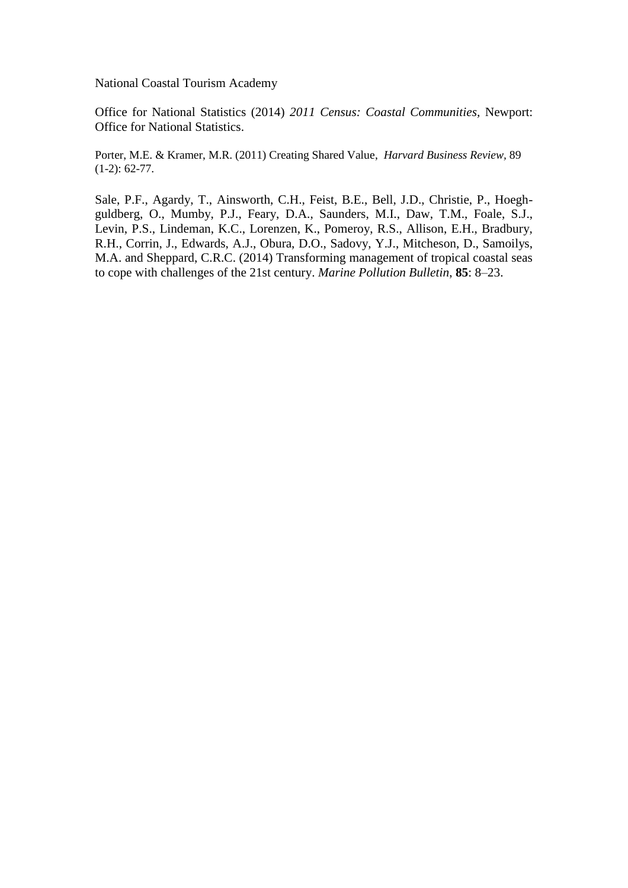National Coastal Tourism Academy

Office for National Statistics (2014) *2011 Census: Coastal Communities*, Newport: Office for National Statistics.

Porter, M.E. & Kramer, M.R. (2011) Creating Shared Value, *Harvard Business Review*, 89 (1-2): 62-77.

Sale, P.F., Agardy, T., Ainsworth, C.H., Feist, B.E., Bell, J.D., Christie, P., Hoegh-guldberg, O., Mumby, P.J., Feary, D.A., Saunders, M.I., Daw, T.M., Foale, S.J., Levin, P.S., Lindeman, K.C., Lorenzen, K., Pomeroy, R.S., Allison, E.H., Bradbury, R.H., Corrin, J., Edwards, A.J., Obura, D.O., Sadovy, Y.J., Mitcheson, D., Samoilys, M.A. and Sheppard, C.R.C. (2014) Transforming management of tropical coastal seas to cope with challenges of the 21st century. *Marine Pollution Bulletin*, **85**: 8–23.